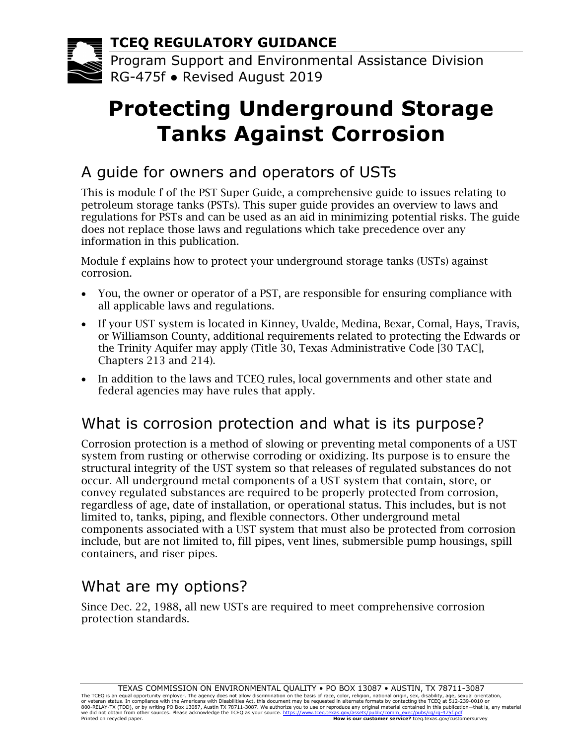**TCEQ REGULATORY GUIDANCE**

Program Support and Environmental Assistance Division
RG-475f • Revised August 2019

# Protecting Underground Storage Tanks Against Corrosion

## A guide for owners and operators of USTs

This is module f of the PST Super Guide, a comprehensive guide to issues relating to petroleum storage tanks (PSTs). This super guide provides an overview to laws and regulations for PSTs and can be used as an aid in minimizing potential risks. The guide does not replace those laws and regulations which take precedence over any information in this publication.

Module f explains how to protect your underground storage tanks (USTs) against corrosion.

- You, the owner or operator of a PST, are responsible for ensuring compliance with all applicable laws and regulations.
- If your UST system is located in Kinney, Uvalde, Medina, Bexar, Comal, Hays, Travis, or Williamson County, additional requirements related to protecting the Edwards or the Trinity Aquifer may apply (Title 30, Texas Administrative Code [30 TAC], Chapters 213 and 214).
- In addition to the laws and TCEQ rules, local governments and other state and federal agencies may have rules that apply.

## What is corrosion protection and what is its purpose?

Corrosion protection is a method of slowing or preventing metal components of a UST system from rusting or otherwise corroding or oxidizing. Its purpose is to ensure the structural integrity of the UST system so that releases of regulated substances do not occur. All underground metal components of a UST system that contain, store, or convey regulated substances are required to be properly protected from corrosion, regardless of age, date of installation, or operational status. This includes, but is not limited to, tanks, piping, and flexible connectors. Other underground metal components associated with a UST system that must also be protected from corrosion include, but are not limited to, fill pipes, vent lines, submersible pump housings, spill containers, and riser pipes.

## What are my options?

Since Dec. 22, 1988, all new USTs are required to meet comprehensive corrosion protection standards.

TEXAS COMMISSION ON ENVIRONMENTAL QUALITY • PO BOX 13087 • AUSTIN, TX 78711-3087

The TCEQ is an equal opportunity employer. The agency does not allow discrimination on the basis of race, color, religion, national origin, sex, disability, age, sexual orientation, or veteran status. In compliance with the Americans with Disabilities Act, this document may be requested in alternate formats by contacting the TCEQ at 512-239-0010 or 800-RELAY-TX (TDD), or by writing PO Box 13087, Austin TX 78711-3087. We authorize you to use or reproduce any original material contained in this publication—that is, any material we did not obtain from other sources. Please acknowledge the TCEQ as your source. https://www.tceq.texas.gov/assets/public/comm_exec/pubs/rg/rg-475f.pdf

Printed on recycled paper. **How is our customer service?** tceq.texas.gov/customersurvey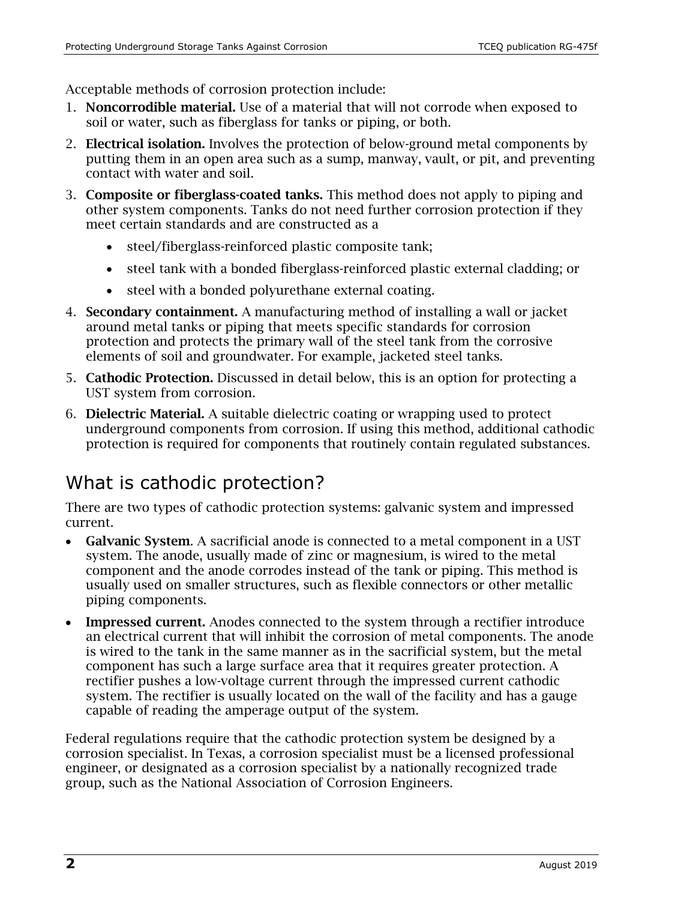Acceptable methods of corrosion protection include:

1. **Noncorrodible material.** Use of a material that will not corrode when exposed to soil or water, such as fiberglass for tanks or piping, or both.
2. **Electrical isolation.** Involves the protection of below-ground metal components by putting them in an open area such as a sump, manway, vault, or pit, and preventing contact with water and soil.
3. **Composite or fiberglass-coated tanks.** This method does not apply to piping and other system components. Tanks do not need further corrosion protection if they meet certain standards and are constructed as a
   - steel/fiberglass-reinforced plastic composite tank;
   - steel tank with a bonded fiberglass-reinforced plastic external cladding; or
   - steel with a bonded polyurethane external coating.
4. **Secondary containment.** A manufacturing method of installing a wall or jacket around metal tanks or piping that meets specific standards for corrosion protection and protects the primary wall of the steel tank from the corrosive elements of soil and groundwater. For example, jacketed steel tanks.
5. **Cathodic Protection.** Discussed in detail below, this is an option for protecting a UST system from corrosion.
6. **Dielectric Material.** A suitable dielectric coating or wrapping used to protect underground components from corrosion. If using this method, additional cathodic protection is required for components that routinely contain regulated substances.

## What is cathodic protection?

There are two types of cathodic protection systems: galvanic system and impressed current.

- **Galvanic System**. A sacrificial anode is connected to a metal component in a UST system. The anode, usually made of zinc or magnesium, is wired to the metal component and the anode corrodes instead of the tank or piping. This method is usually used on smaller structures, such as flexible connectors or other metallic piping components.
- **Impressed current.** Anodes connected to the system through a rectifier introduce an electrical current that will inhibit the corrosion of metal components. The anode is wired to the tank in the same manner as in the sacrificial system, but the metal component has such a large surface area that it requires greater protection. A rectifier pushes a low-voltage current through the impressed current cathodic system. The rectifier is usually located on the wall of the facility and has a gauge capable of reading the amperage output of the system.

Federal regulations require that the cathodic protection system be designed by a corrosion specialist. In Texas, a corrosion specialist must be a licensed professional engineer, or designated as a corrosion specialist by a nationally recognized trade group, such as the National Association of Corrosion Engineers.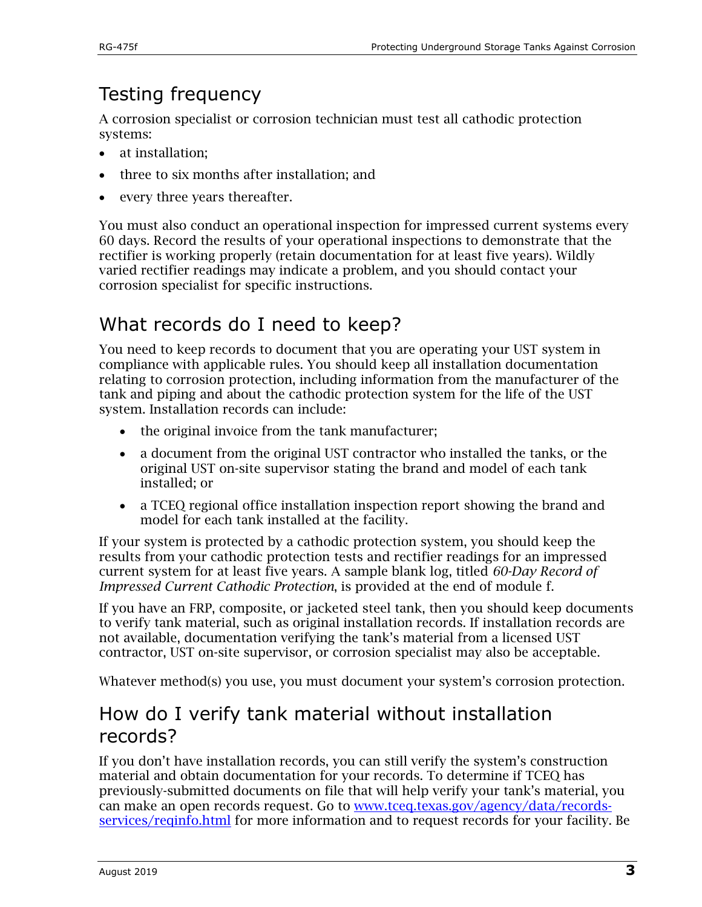## Testing frequency

A corrosion specialist or corrosion technician must test all cathodic protection systems:

- at installation;
- three to six months after installation; and
- every three years thereafter.

You must also conduct an operational inspection for impressed current systems every 60 days. Record the results of your operational inspections to demonstrate that the rectifier is working properly (retain documentation for at least five years). Wildly varied rectifier readings may indicate a problem, and you should contact your corrosion specialist for specific instructions.

## What records do I need to keep?

You need to keep records to document that you are operating your UST system in compliance with applicable rules. You should keep all installation documentation relating to corrosion protection, including information from the manufacturer of the tank and piping and about the cathodic protection system for the life of the UST system. Installation records can include:

- the original invoice from the tank manufacturer;
- a document from the original UST contractor who installed the tanks, or the original UST on-site supervisor stating the brand and model of each tank installed; or
- a TCEQ regional office installation inspection report showing the brand and model for each tank installed at the facility.

If your system is protected by a cathodic protection system, you should keep the results from your cathodic protection tests and rectifier readings for an impressed current system for at least five years. A sample blank log, titled *60-Day Record of Impressed Current Cathodic Protection*, is provided at the end of module f.

If you have an FRP, composite, or jacketed steel tank, then you should keep documents to verify tank material, such as original installation records. If installation records are not available, documentation verifying the tank's material from a licensed UST contractor, UST on-site supervisor, or corrosion specialist may also be acceptable.

Whatever method(s) you use, you must document your system's corrosion protection.

## How do I verify tank material without installation records?

If you don't have installation records, you can still verify the system's construction material and obtain documentation for your records. To determine if TCEQ has previously-submitted documents on file that will help verify your tank's material, you can make an open records request. Go to [www.tceq.texas.gov/agency/data/records-services/reqinfo.html](www.tceq.texas.gov/agency/data/records-services/reqinfo.html) for more information and to request records for your facility. Be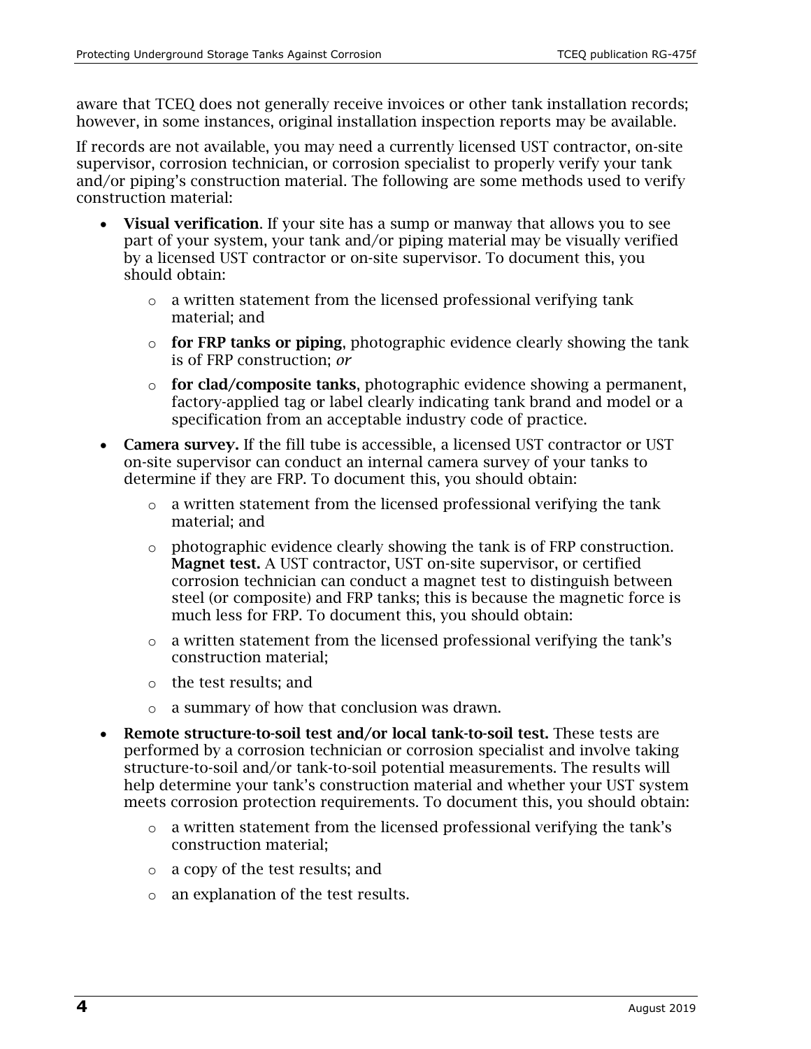aware that TCEQ does not generally receive invoices or other tank installation records; however, in some instances, original installation inspection reports may be available.

If records are not available, you may need a currently licensed UST contractor, on-site supervisor, corrosion technician, or corrosion specialist to properly verify your tank and/or piping's construction material. The following are some methods used to verify construction material:

- **Visual verification**. If your site has a sump or manway that allows you to see part of your system, your tank and/or piping material may be visually verified by a licensed UST contractor or on-site supervisor. To document this, you should obtain:
    - a written statement from the licensed professional verifying tank material; and
    - **for FRP tanks or piping**, photographic evidence clearly showing the tank is of FRP construction; *or*
    - **for clad/composite tanks**, photographic evidence showing a permanent, factory-applied tag or label clearly indicating tank brand and model or a specification from an acceptable industry code of practice.
- **Camera survey.** If the fill tube is accessible, a licensed UST contractor or UST on-site supervisor can conduct an internal camera survey of your tanks to determine if they are FRP. To document this, you should obtain:
    - a written statement from the licensed professional verifying the tank material; and
    - photographic evidence clearly showing the tank is of FRP construction.

  **Magnet test.** A UST contractor, UST on-site supervisor, or certified corrosion technician can conduct a magnet test to distinguish between steel (or composite) and FRP tanks; this is because the magnetic force is much less for FRP. To document this, you should obtain:
    - a written statement from the licensed professional verifying the tank's construction material;
    - the test results; and
    - a summary of how that conclusion was drawn.
- **Remote structure-to-soil test and/or local tank-to-soil test.** These tests are performed by a corrosion technician or corrosion specialist and involve taking structure-to-soil and/or tank-to-soil potential measurements. The results will help determine your tank's construction material and whether your UST system meets corrosion protection requirements. To document this, you should obtain:
    - a written statement from the licensed professional verifying the tank's construction material;
    - a copy of the test results; and
    - an explanation of the test results.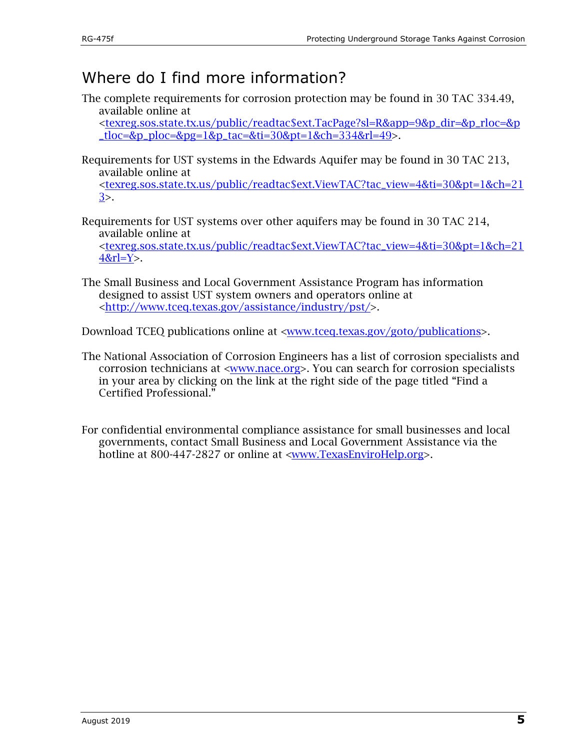## Where do I find more information?

The complete requirements for corrosion protection may be found in 30 TAC 334.49, available online at <texreg.sos.state.tx.us/public/readtac$ext.TacPage?sl=R&app=9&p_dir=&p_rloc=&p_tloc=&p_ploc=&pg=1&p_tac=&ti=30&pt=1&ch=334&rl=49>.

Requirements for UST systems in the Edwards Aquifer may be found in 30 TAC 213, available online at <texreg.sos.state.tx.us/public/readtac$ext.ViewTAC?tac_view=4&ti=30&pt=1&ch=213>.

Requirements for UST systems over other aquifers may be found in 30 TAC 214, available online at <texreg.sos.state.tx.us/public/readtac$ext.ViewTAC?tac_view=4&ti=30&pt=1&ch=214&rl=Y>.

The Small Business and Local Government Assistance Program has information designed to assist UST system owners and operators online at <http://www.tceq.texas.gov/assistance/industry/pst/>.

Download TCEQ publications online at <www.tceq.texas.gov/goto/publications>.

The National Association of Corrosion Engineers has a list of corrosion specialists and corrosion technicians at <www.nace.org>. You can search for corrosion specialists in your area by clicking on the link at the right side of the page titled "Find a Certified Professional."

For confidential environmental compliance assistance for small businesses and local governments, contact Small Business and Local Government Assistance via the hotline at 800-447-2827 or online at <www.TexasEnviroHelp.org>.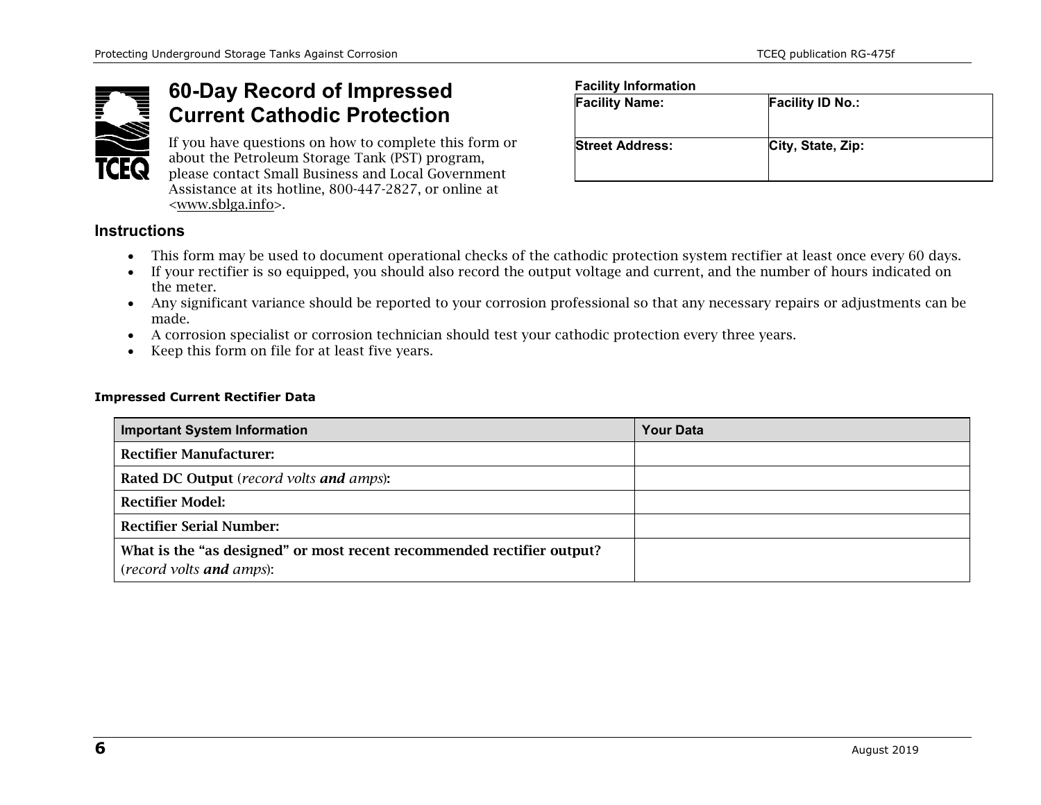# 60-Day Record of Impressed Current Cathodic Protection

If you have questions on how to complete this form or about the Petroleum Storage Tank (PST) program, please contact Small Business and Local Government Assistance at its hotline, 800-447-2827, or online at <www.sblga.info>.

**Facility Information**

| **Facility Name:** | **Facility ID No.:** |
|---|---|
| **Street Address:** | **City, State, Zip:** |

## Instructions

- This form may be used to document operational checks of the cathodic protection system rectifier at least once every 60 days.
- If your rectifier is so equipped, you should also record the output voltage and current, and the number of hours indicated on the meter.
- Any significant variance should be reported to your corrosion professional so that any necessary repairs or adjustments can be made.
- A corrosion specialist or corrosion technician should test your cathodic protection every three years.
- Keep this form on file for at least five years.

#### Impressed Current Rectifier Data

| Important System Information | Your Data |
|---|---|
| **Rectifier Manufacturer:** | |
| **Rated DC Output** (*record volts **and** amps*): | |
| **Rectifier Model:** | |
| **Rectifier Serial Number:** | |
| **What is the "as designed" or most recent recommended rectifier output?** (*record volts **and** amps*): | |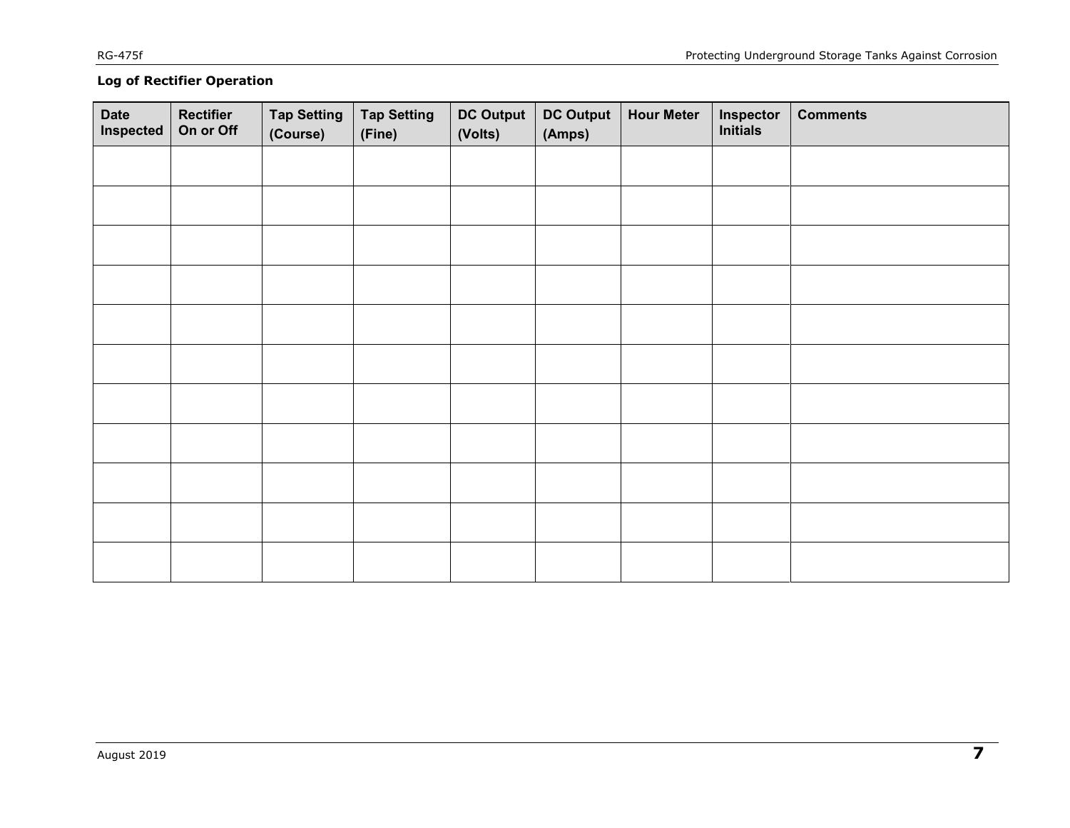**Log of Rectifier Operation**

| Date Inspected | Rectifier On or Off | Tap Setting (Course) | Tap Setting (Fine) | DC Output (Volts) | DC Output (Amps) | Hour Meter | Inspector Initials | Comments |
|---|---|---|---|---|---|---|---|---|
| | | | | | | | | |
| | | | | | | | | |
| | | | | | | | | |
| | | | | | | | | |
| | | | | | | | | |
| | | | | | | | | |
| | | | | | | | | |
| | | | | | | | | |
| | | | | | | | | |
| | | | | | | | | |
| | | | | | | | | |